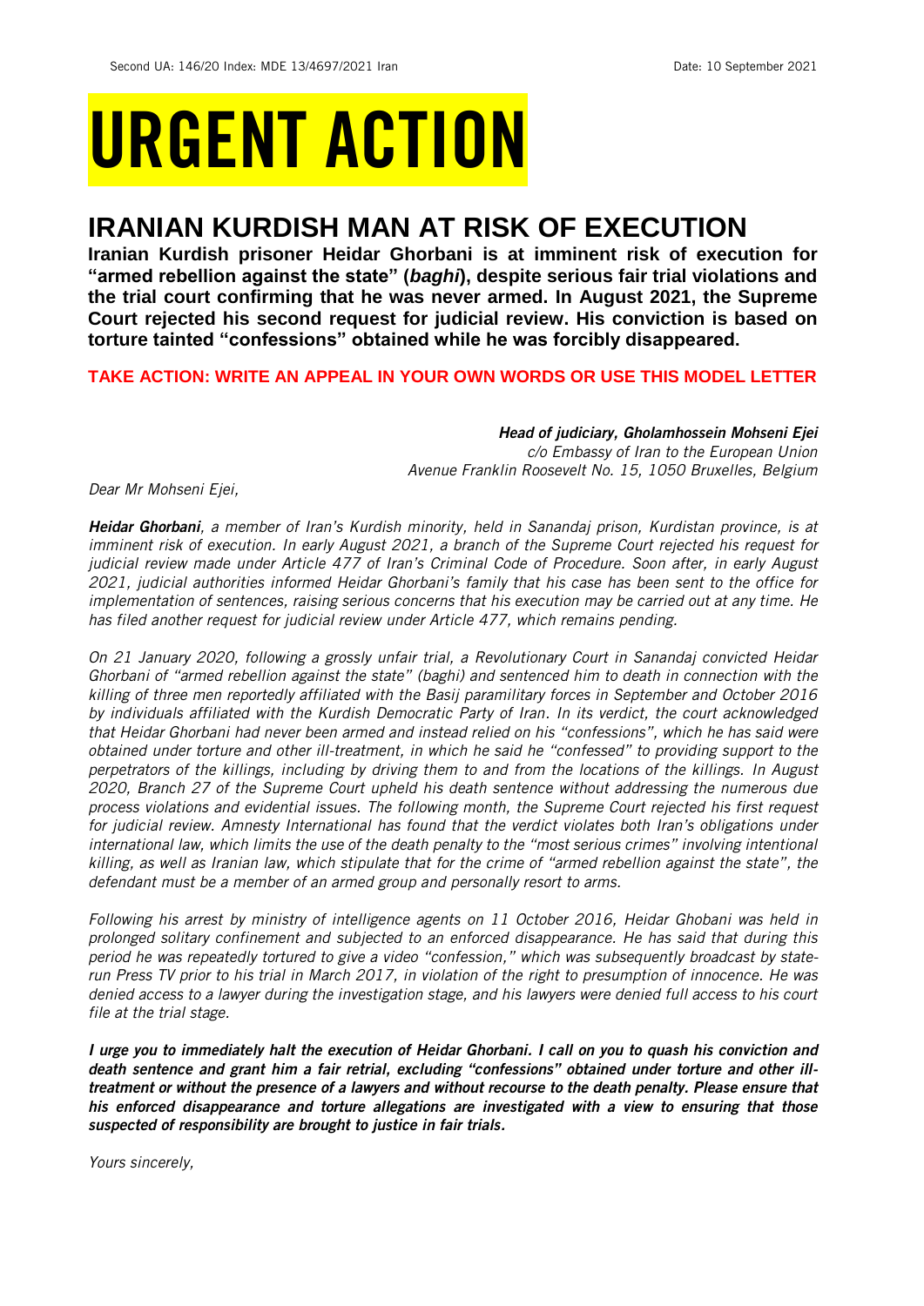Second UA: 146/20 Index: MDE 13/4697/2021 Iran Date: 10 September 2021

# URGENT ACTION

## IRANIAN KURDISH MAN AT RISK OF EXECUTION

**Iranian Kurdish prisoner Heidar Ghorbani is at imminent risk of execution for "armed rebellion against the state" (*baghi*), despite serious fair trial violations and the trial court confirming that he was never armed. In August 2021, the Supreme Court rejected his second request for judicial review. His conviction is based on torture tainted "confessions" obtained while he was forcibly disappeared.**

**TAKE ACTION: WRITE AN APPEAL IN YOUR OWN WORDS OR USE THIS MODEL LETTER**

***Head of judiciary, Gholamhossein Mohseni Ejei***
*c/o Embassy of Iran to the European Union*
*Avenue Franklin Roosevelt No. 15, 1050 Bruxelles, Belgium*

*Dear Mr Mohseni Ejei,*

***Heidar Ghorbani**, a member of Iran's Kurdish minority, held in Sanandaj prison, Kurdistan province, is at imminent risk of execution. In early August 2021, a branch of the Supreme Court rejected his request for judicial review made under Article 477 of Iran's Criminal Code of Procedure. Soon after, in early August 2021, judicial authorities informed Heidar Ghorbani's family that his case has been sent to the office for implementation of sentences, raising serious concerns that his execution may be carried out at any time. He has filed another request for judicial review under Article 477, which remains pending.*

*On 21 January 2020, following a grossly unfair trial, a Revolutionary Court in Sanandaj convicted Heidar Ghorbani of "armed rebellion against the state" (baghi) and sentenced him to death in connection with the killing of three men reportedly affiliated with the Basij paramilitary forces in September and October 2016 by individuals affiliated with the Kurdish Democratic Party of Iran. In its verdict, the court acknowledged that Heidar Ghorbani had never been armed and instead relied on his "confessions", which he has said were obtained under torture and other ill-treatment, in which he said he "confessed" to providing support to the perpetrators of the killings, including by driving them to and from the locations of the killings. In August 2020, Branch 27 of the Supreme Court upheld his death sentence without addressing the numerous due process violations and evidential issues. The following month, the Supreme Court rejected his first request for judicial review. Amnesty International has found that the verdict violates both Iran's obligations under international law, which limits the use of the death penalty to the "most serious crimes" involving intentional killing, as well as Iranian law, which stipulate that for the crime of "armed rebellion against the state", the defendant must be a member of an armed group and personally resort to arms.*

*Following his arrest by ministry of intelligence agents on 11 October 2016, Heidar Ghobani was held in prolonged solitary confinement and subjected to an enforced disappearance. He has said that during this period he was repeatedly tortured to give a video "confession," which was subsequently broadcast by state-run Press TV prior to his trial in March 2017, in violation of the right to presumption of innocence. He was denied access to a lawyer during the investigation stage, and his lawyers were denied full access to his court file at the trial stage.*

***I urge you to immediately halt the execution of Heidar Ghorbani. I call on you to quash his conviction and death sentence and grant him a fair retrial, excluding "confessions" obtained under torture and other ill-treatment or without the presence of a lawyers and without recourse to the death penalty. Please ensure that his enforced disappearance and torture allegations are investigated with a view to ensuring that those suspected of responsibility are brought to justice in fair trials.***

*Yours sincerely,*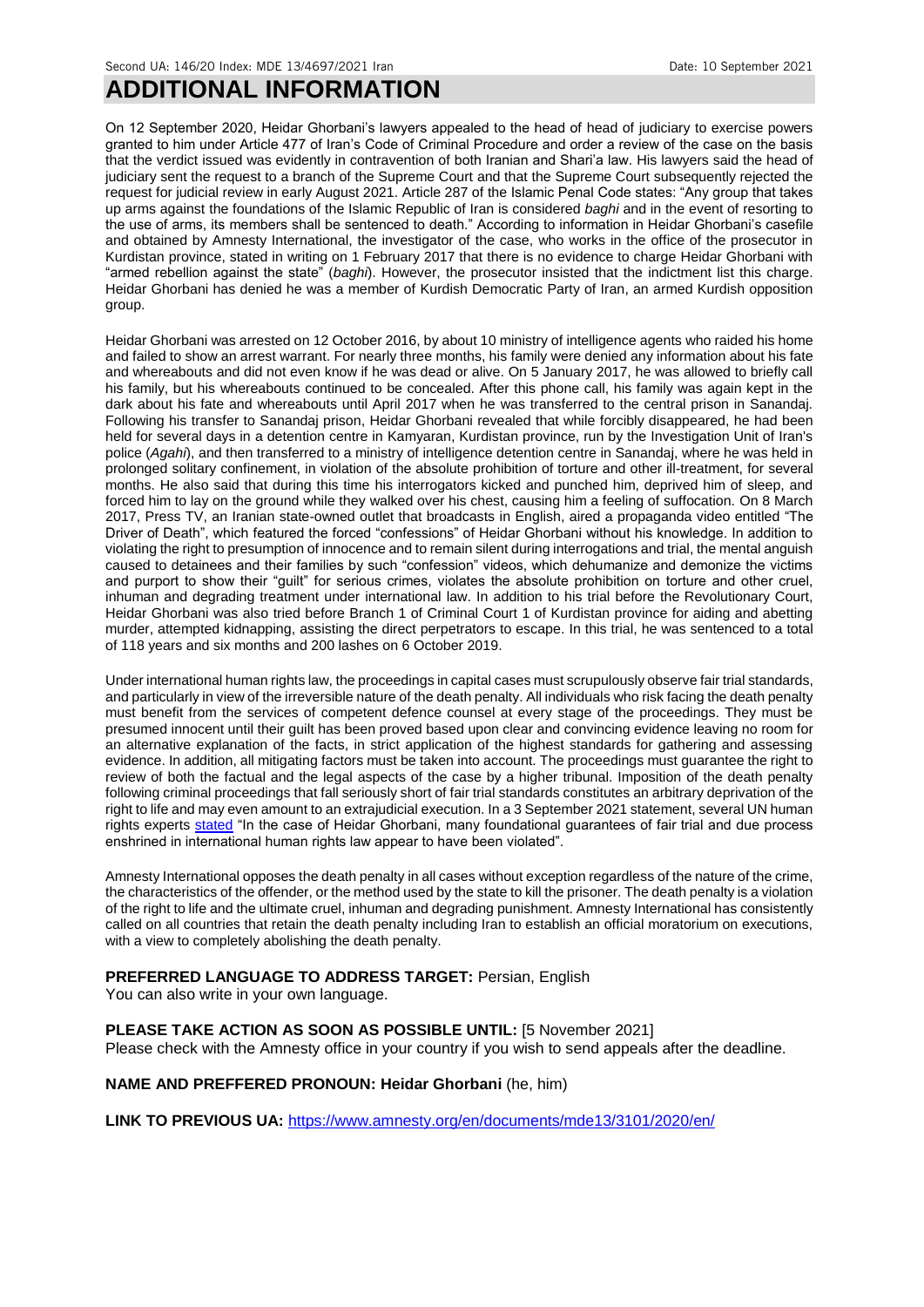# ADDITIONAL INFORMATION

On 12 September 2020, Heidar Ghorbani's lawyers appealed to the head of head of judiciary to exercise powers granted to him under Article 477 of Iran's Code of Criminal Procedure and order a review of the case on the basis that the verdict issued was evidently in contravention of both Iranian and Shari'a law. His lawyers said the head of judiciary sent the request to a branch of the Supreme Court and that the Supreme Court subsequently rejected the request for judicial review in early August 2021. Article 287 of the Islamic Penal Code states: "Any group that takes up arms against the foundations of the Islamic Republic of Iran is considered *baghi* and in the event of resorting to the use of arms, its members shall be sentenced to death." According to information in Heidar Ghorbani's casefile and obtained by Amnesty International, the investigator of the case, who works in the office of the prosecutor in Kurdistan province, stated in writing on 1 February 2017 that there is no evidence to charge Heidar Ghorbani with "armed rebellion against the state" (*baghi*). However, the prosecutor insisted that the indictment list this charge. Heidar Ghorbani has denied he was a member of Kurdish Democratic Party of Iran, an armed Kurdish opposition group.

Heidar Ghorbani was arrested on 12 October 2016, by about 10 ministry of intelligence agents who raided his home and failed to show an arrest warrant. For nearly three months, his family were denied any information about his fate and whereabouts and did not even know if he was dead or alive. On 5 January 2017, he was allowed to briefly call his family, but his whereabouts continued to be concealed. After this phone call, his family was again kept in the dark about his fate and whereabouts until April 2017 when he was transferred to the central prison in Sanandaj. Following his transfer to Sanandaj prison, Heidar Ghorbani revealed that while forcibly disappeared, he had been held for several days in a detention centre in Kamyaran, Kurdistan province, run by the Investigation Unit of Iran's police (*Agahi*), and then transferred to a ministry of intelligence detention centre in Sanandaj, where he was held in prolonged solitary confinement, in violation of the absolute prohibition of torture and other ill-treatment, for several months. He also said that during this time his interrogators kicked and punched him, deprived him of sleep, and forced him to lay on the ground while they walked over his chest, causing him a feeling of suffocation. On 8 March 2017, Press TV, an Iranian state-owned outlet that broadcasts in English, aired a propaganda video entitled "The Driver of Death", which featured the forced "confessions" of Heidar Ghorbani without his knowledge. In addition to violating the right to presumption of innocence and to remain silent during interrogations and trial, the mental anguish caused to detainees and their families by such "confession" videos, which dehumanize and demonize the victims and purport to show their "guilt" for serious crimes, violates the absolute prohibition on torture and other cruel, inhuman and degrading treatment under international law. In addition to his trial before the Revolutionary Court, Heidar Ghorbani was also tried before Branch 1 of Criminal Court 1 of Kurdistan province for aiding and abetting murder, attempted kidnapping, assisting the direct perpetrators to escape. In this trial, he was sentenced to a total of 118 years and six months and 200 lashes on 6 October 2019.

Under international human rights law, the proceedings in capital cases must scrupulously observe fair trial standards, and particularly in view of the irreversible nature of the death penalty. All individuals who risk facing the death penalty must benefit from the services of competent defence counsel at every stage of the proceedings. They must be presumed innocent until their guilt has been proved based upon clear and convincing evidence leaving no room for an alternative explanation of the facts, in strict application of the highest standards for gathering and assessing evidence. In addition, all mitigating factors must be taken into account. The proceedings must guarantee the right to review of both the factual and the legal aspects of the case by a higher tribunal. Imposition of the death penalty following criminal proceedings that fall seriously short of fair trial standards constitutes an arbitrary deprivation of the right to life and may even amount to an extrajudicial execution. In a 3 September 2021 statement, several UN human rights experts stated "In the case of Heidar Ghorbani, many foundational guarantees of fair trial and due process enshrined in international human rights law appear to have been violated".

Amnesty International opposes the death penalty in all cases without exception regardless of the nature of the crime, the characteristics of the offender, or the method used by the state to kill the prisoner. The death penalty is a violation of the right to life and the ultimate cruel, inhuman and degrading punishment. Amnesty International has consistently called on all countries that retain the death penalty including Iran to establish an official moratorium on executions, with a view to completely abolishing the death penalty.

**PREFERRED LANGUAGE TO ADDRESS TARGET:** Persian, English
You can also write in your own language.

**PLEASE TAKE ACTION AS SOON AS POSSIBLE UNTIL:** [5 November 2021]
Please check with the Amnesty office in your country if you wish to send appeals after the deadline.

**NAME AND PREFFERED PRONOUN: Heidar Ghorbani** (he, him)

**LINK TO PREVIOUS UA:** https://www.amnesty.org/en/documents/mde13/3101/2020/en/